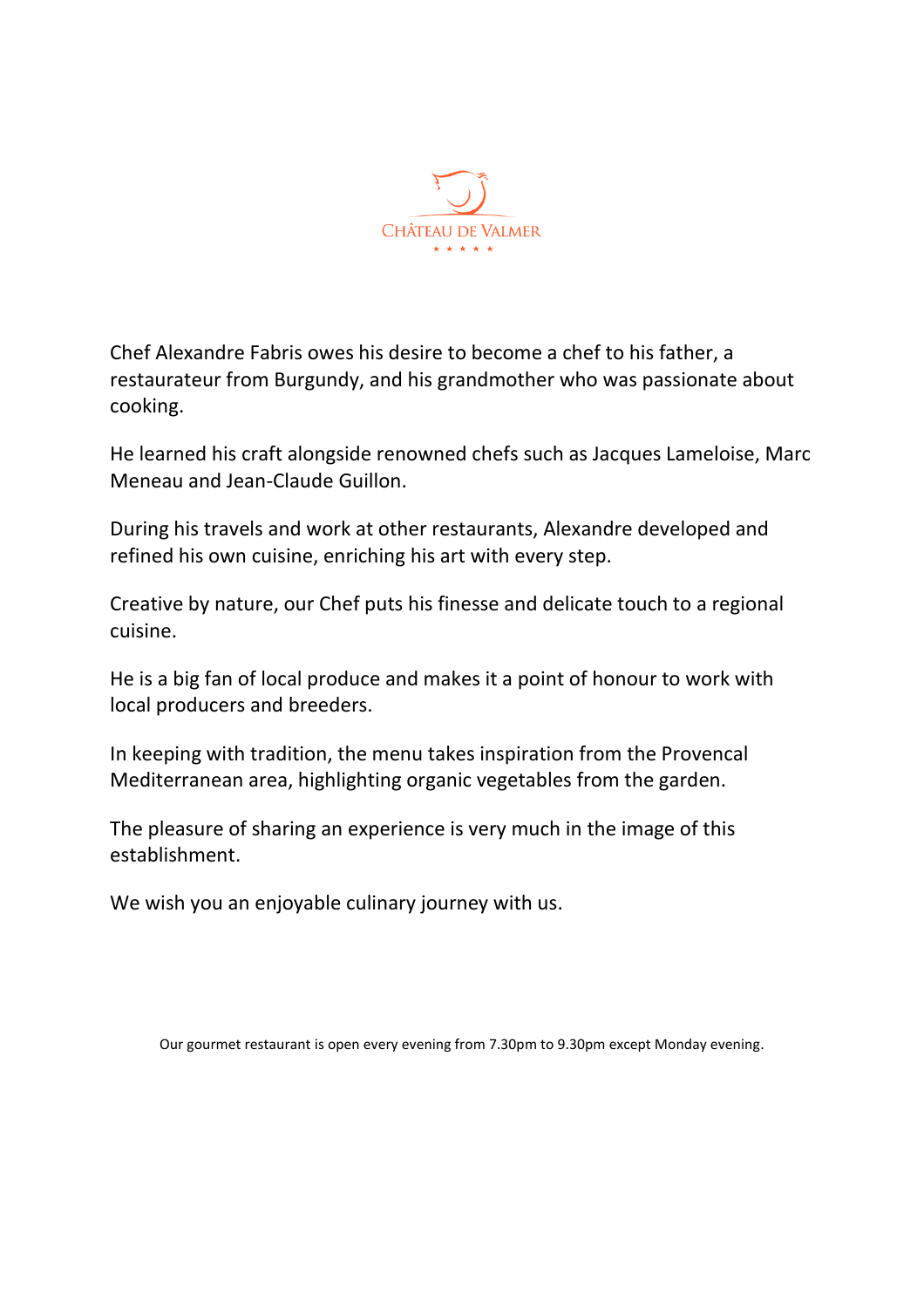CHÂTEAU DE VALMER

★ ★ ★ ★ ★

Chef Alexandre Fabris owes his desire to become a chef to his father, a restaurateur from Burgundy, and his grandmother who was passionate about cooking.

He learned his craft alongside renowned chefs such as Jacques Lameloise, Marc Meneau and Jean-Claude Guillon.

During his travels and work at other restaurants, Alexandre developed and refined his own cuisine, enriching his art with every step.

Creative by nature, our Chef puts his finesse and delicate touch to a regional cuisine.

He is a big fan of local produce and makes it a point of honour to work with local producers and breeders.

In keeping with tradition, the menu takes inspiration from the Provencal Mediterranean area, highlighting organic vegetables from the garden.

The pleasure of sharing an experience is very much in the image of this establishment.

We wish you an enjoyable culinary journey with us.

Our gourmet restaurant is open every evening from 7.30pm to 9.30pm except Monday evening.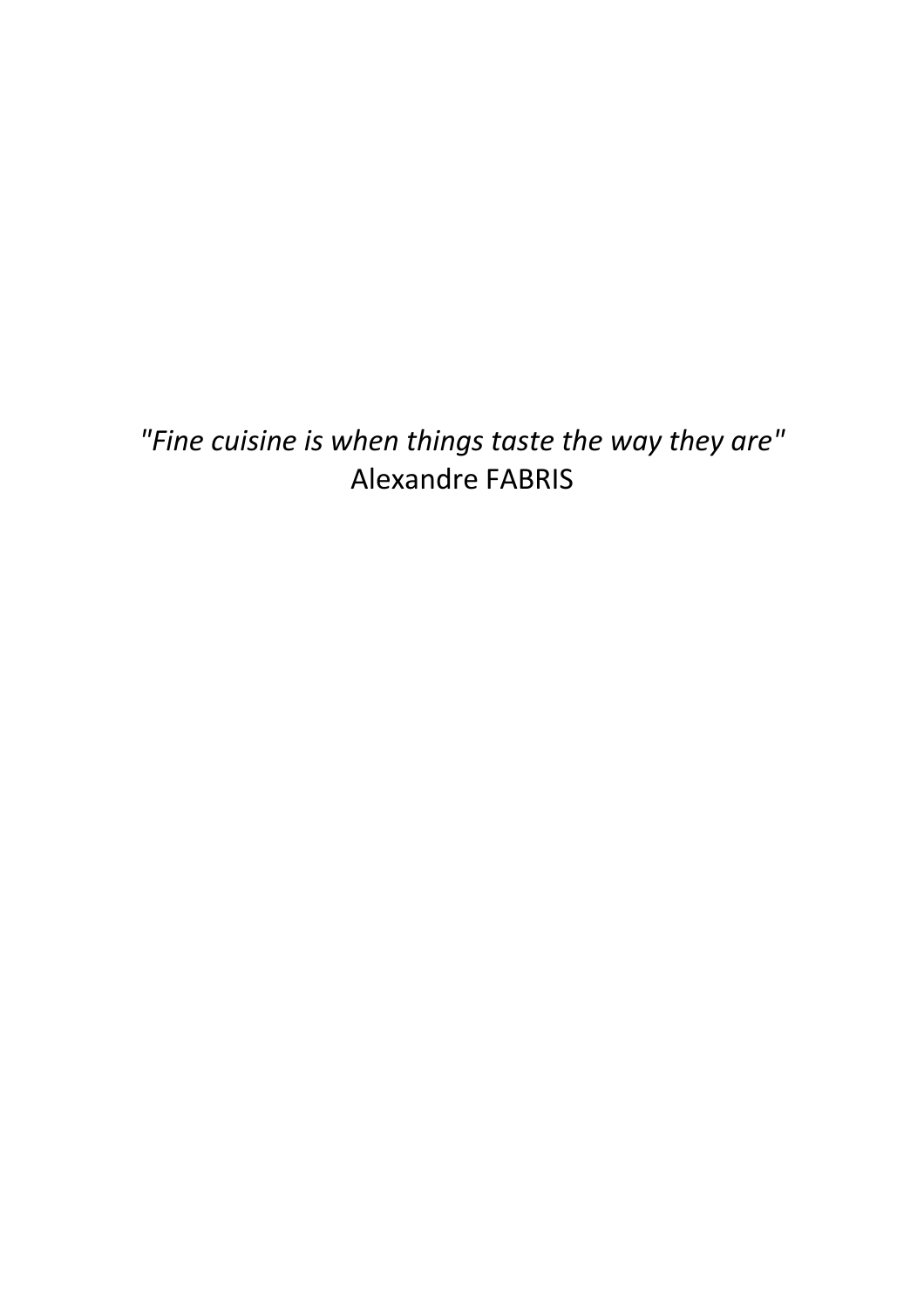*"Fine cuisine is when things taste the way they are"*
Alexandre FABRIS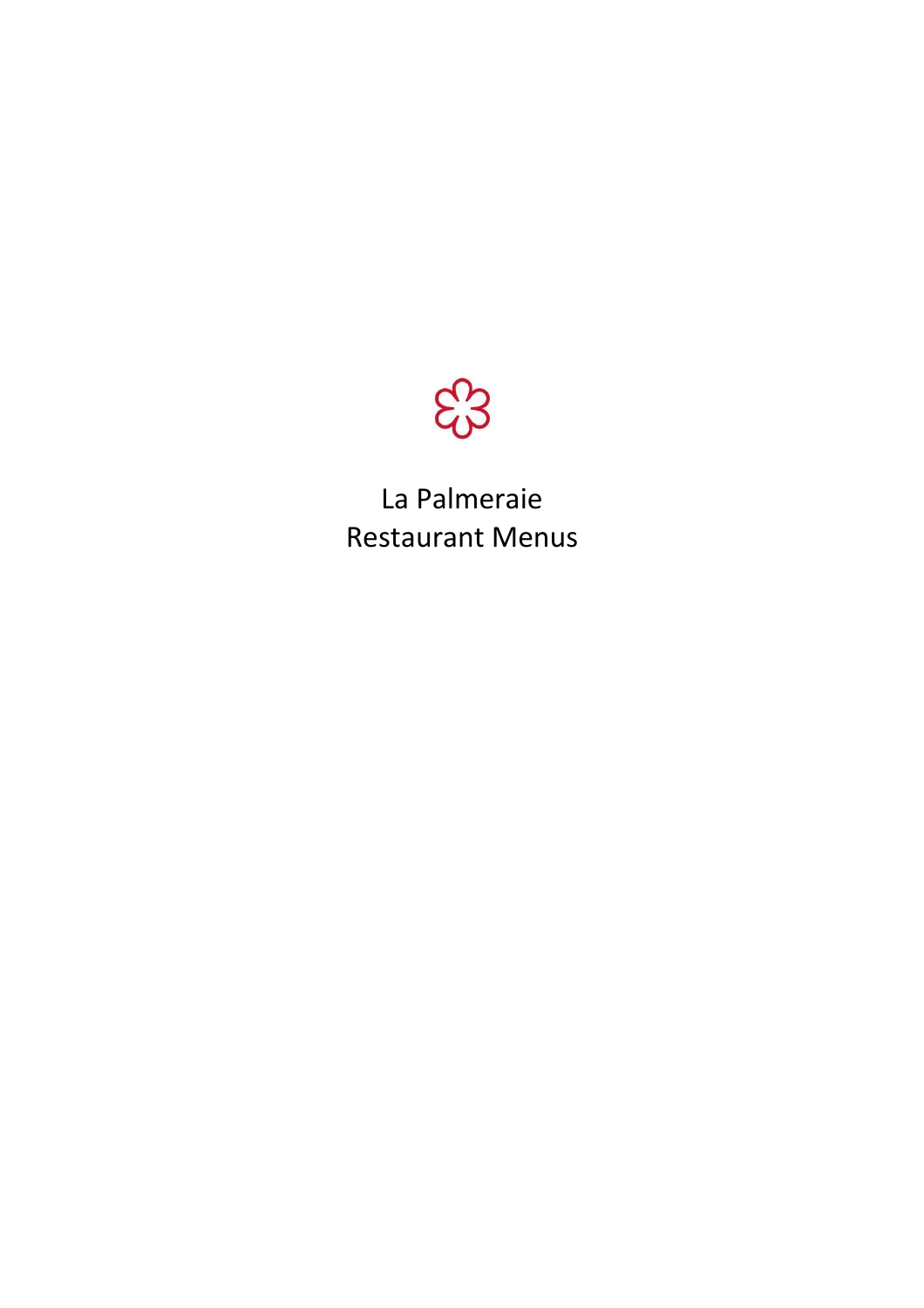# La Palmeraie
# Restaurant Menus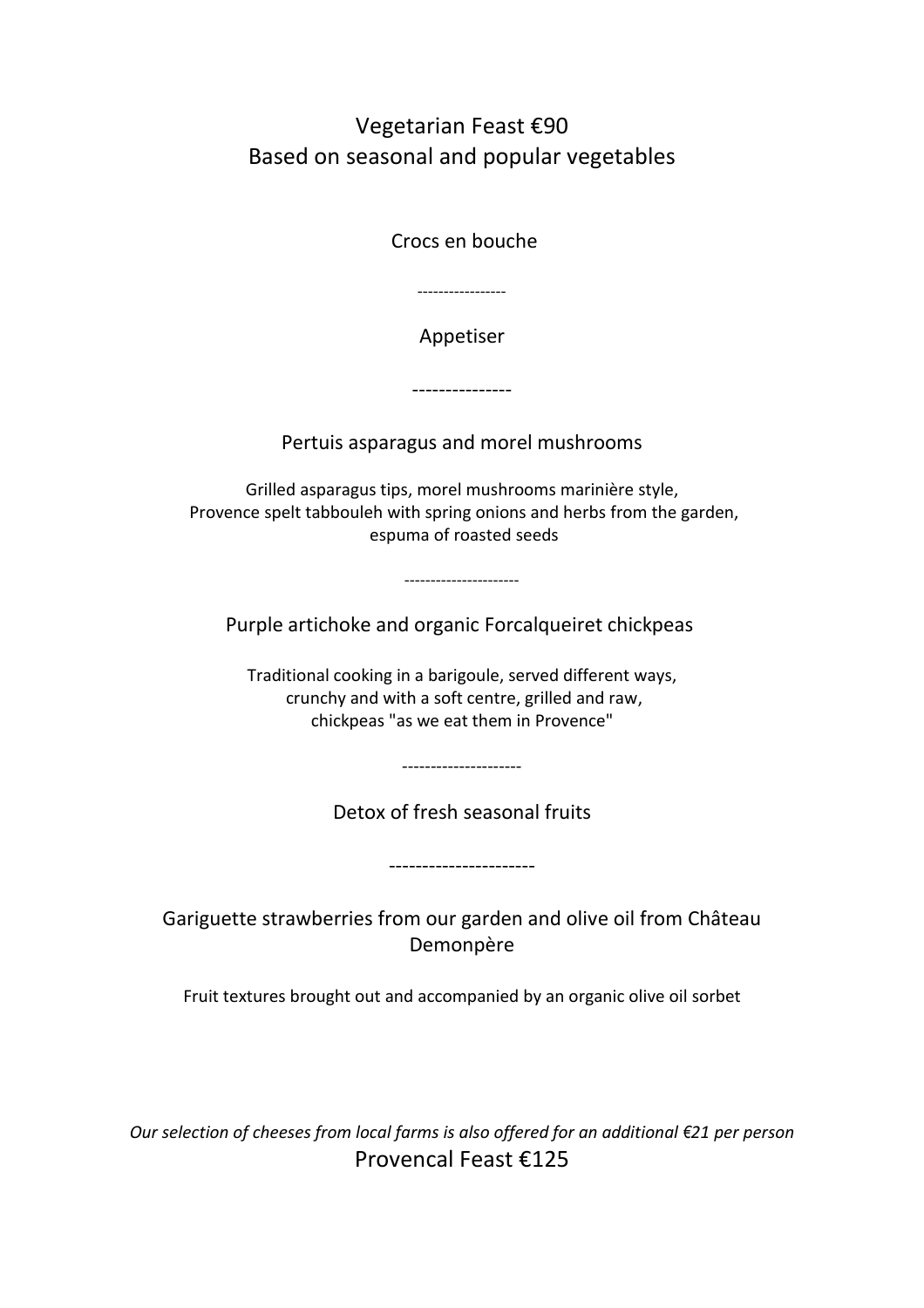# Vegetarian Feast €90
## Based on seasonal and popular vegetables

Crocs en bouche

----------------

Appetiser

---------------

### Pertuis asparagus and morel mushrooms

Grilled asparagus tips, morel mushrooms marinière style,
Provence spelt tabbouleh with spring onions and herbs from the garden,
espuma of roasted seeds

---------------------

### Purple artichoke and organic Forcalqueiret chickpeas

Traditional cooking in a barigoule, served different ways,
crunchy and with a soft centre, grilled and raw,
chickpeas "as we eat them in Provence"

--------------------

### Detox of fresh seasonal fruits

---------------------

### Gariguette strawberries from our garden and olive oil from Château Demonpère

Fruit textures brought out and accompanied by an organic olive oil sorbet

*Our selection of cheeses from local farms is also offered for an additional €21 per person*

# Provencal Feast €125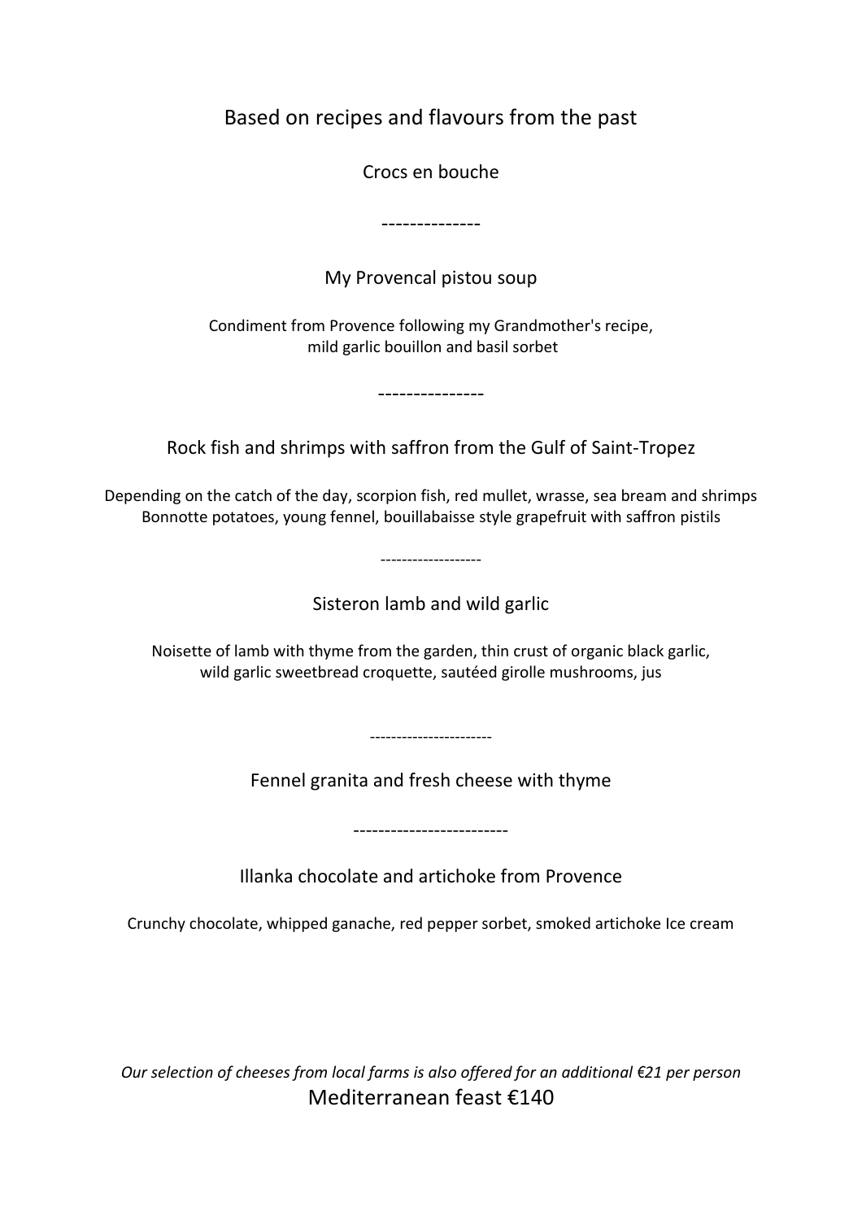## Based on recipes and flavours from the past

Crocs en bouche

--------------

### My Provencal pistou soup

Condiment from Provence following my Grandmother's recipe,
mild garlic bouillon and basil sorbet

---------------

### Rock fish and shrimps with saffron from the Gulf of Saint-Tropez

Depending on the catch of the day, scorpion fish, red mullet, wrasse, sea bream and shrimps
Bonnotte potatoes, young fennel, bouillabaisse style grapefruit with saffron pistils

-------------------

### Sisteron lamb and wild garlic

Noisette of lamb with thyme from the garden, thin crust of organic black garlic,
wild garlic sweetbread croquette, sautéed girolle mushrooms, jus

----------------------

### Fennel granita and fresh cheese with thyme

-------------------------

### Illanka chocolate and artichoke from Provence

Crunchy chocolate, whipped ganache, red pepper sorbet, smoked artichoke Ice cream

*Our selection of cheeses from local farms is also offered for an additional €21 per person*

Mediterranean feast €140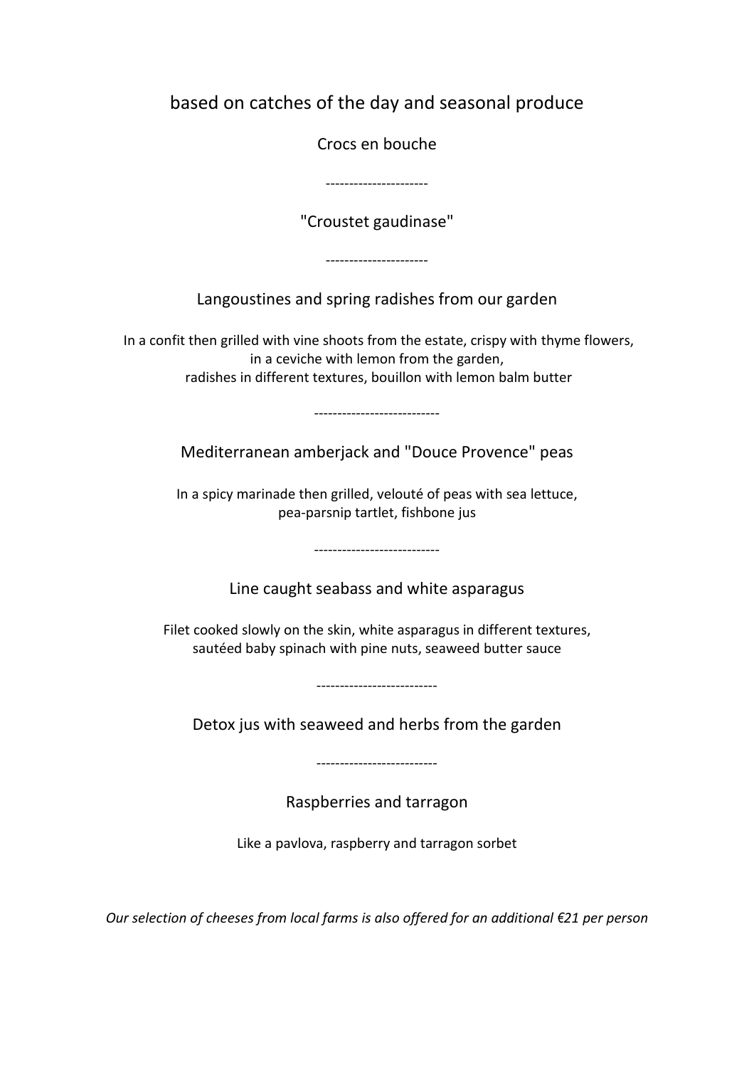## based on catches of the day and seasonal produce

Crocs en bouche

----------------------

"Croustet gaudinase"

----------------------

### Langoustines and spring radishes from our garden

In a confit then grilled with vine shoots from the estate, crispy with thyme flowers,
in a ceviche with lemon from the garden,
radishes in different textures, bouillon with lemon balm butter

---------------------------

### Mediterranean amberjack and "Douce Provence" peas

In a spicy marinade then grilled, velouté of peas with sea lettuce,
pea-parsnip tartlet, fishbone jus

---------------------------

### Line caught seabass and white asparagus

Filet cooked slowly on the skin, white asparagus in different textures,
sautéed baby spinach with pine nuts, seaweed butter sauce

--------------------------

### Detox jus with seaweed and herbs from the garden

--------------------------

### Raspberries and tarragon

Like a pavlova, raspberry and tarragon sorbet

*Our selection of cheeses from local farms is also offered for an additional €21 per person*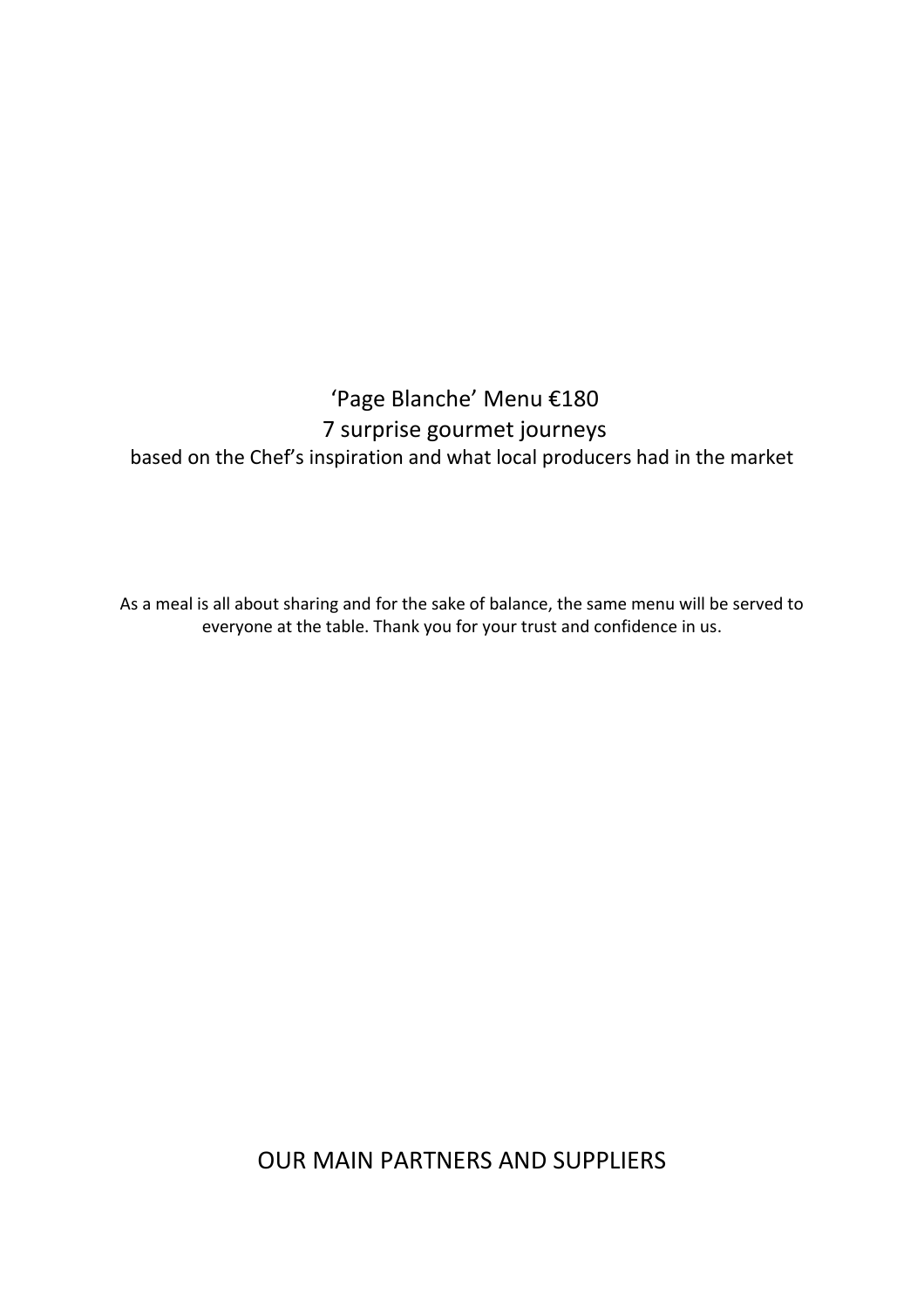## ‘Page Blanche’ Menu €180

7 surprise gourmet journeys

based on the Chef’s inspiration and what local producers had in the market

As a meal is all about sharing and for the sake of balance, the same menu will be served to everyone at the table. Thank you for your trust and confidence in us.

## OUR MAIN PARTNERS AND SUPPLIERS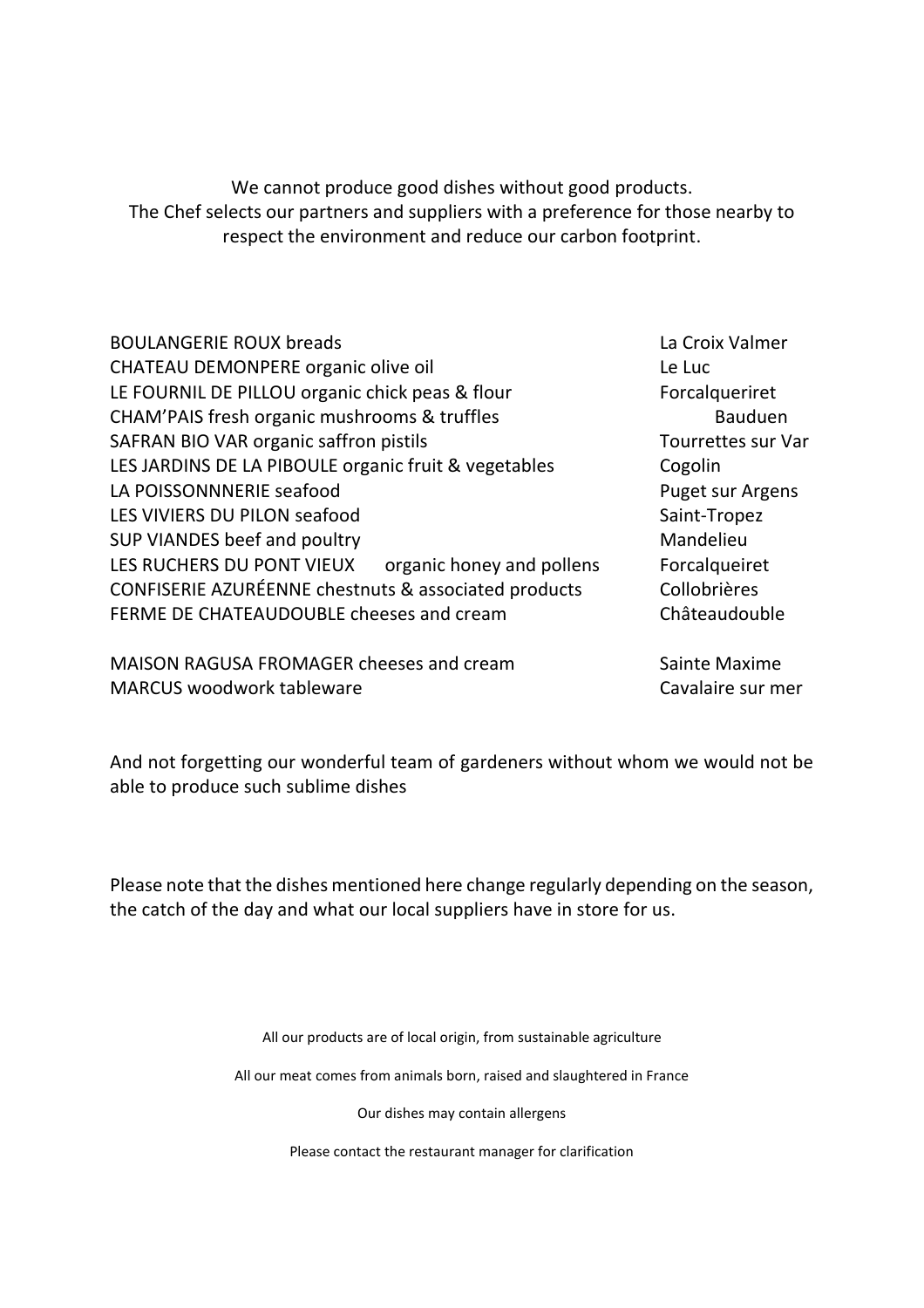We cannot produce good dishes without good products.
The Chef selects our partners and suppliers with a preference for those nearby to respect the environment and reduce our carbon footprint.

| | |
|---|---|
| BOULANGERIE ROUX breads | La Croix Valmer |
| CHATEAU DEMONPERE organic olive oil | Le Luc |
| LE FOURNIL DE PILLOU organic chick peas & flour | Forcalqueriret |
| CHAM'PAIS fresh organic mushrooms & truffles | Bauduen |
| SAFRAN BIO VAR organic saffron pistils | Tourrettes sur Var |
| LES JARDINS DE LA PIBOULE organic fruit & vegetables | Cogolin |
| LA POISSONNNERIE seafood | Puget sur Argens |
| LES VIVIERS DU PILON seafood | Saint-Tropez |
| SUP VIANDES beef and poultry | Mandelieu |
| LES RUCHERS DU PONT VIEUX organic honey and pollens | Forcalqueiret |
| CONFISERIE AZURÉENNE chestnuts & associated products | Collobrières |
| FERME DE CHATEAUDOUBLE cheeses and cream | Châteaudouble |
| MAISON RAGUSA FROMAGER cheeses and cream | Sainte Maxime |
| MARCUS woodwork tableware | Cavalaire sur mer |

And not forgetting our wonderful team of gardeners without whom we would not be able to produce such sublime dishes

Please note that the dishes mentioned here change regularly depending on the season, the catch of the day and what our local suppliers have in store for us.

All our products are of local origin, from sustainable agriculture

All our meat comes from animals born, raised and slaughtered in France

Our dishes may contain allergens

Please contact the restaurant manager for clarification